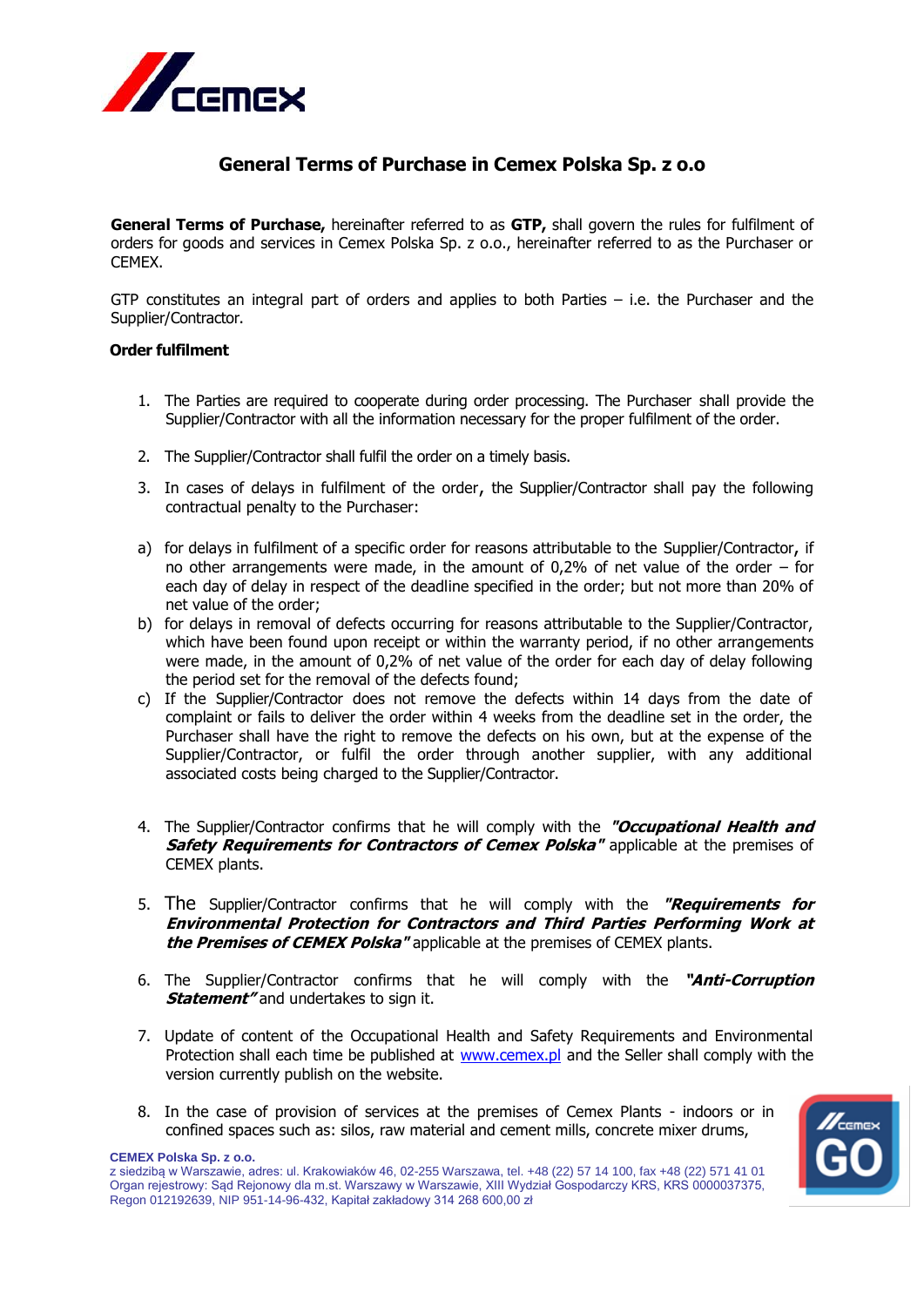# General Terms of Purchase in Cemex Polska Sp. z o.o

**General Terms of Purchase,** hereinafter referred to as **GTP,** shall govern the rules for fulfilment of orders for goods and services in Cemex Polska Sp. z o.o., hereinafter referred to as the Purchaser or CEMEX.

GTP constitutes an integral part of orders and applies to both Parties – i.e. the Purchaser and the Supplier/Contractor.

## Order fulfilment

1. The Parties are required to cooperate during order processing. The Purchaser shall provide the Supplier/Contractor with all the information necessary for the proper fulfilment of the order.

2. The Supplier/Contractor shall fulfil the order on a timely basis.

3. In cases of delays in fulfilment of the order, the Supplier/Contractor shall pay the following contractual penalty to the Purchaser:

a) for delays in fulfilment of a specific order for reasons attributable to the Supplier/Contractor, if no other arrangements were made, in the amount of 0,2% of net value of the order – for each day of delay in respect of the deadline specified in the order; but not more than 20% of net value of the order;

b) for delays in removal of defects occurring for reasons attributable to the Supplier/Contractor, which have been found upon receipt or within the warranty period, if no other arrangements were made, in the amount of 0,2% of net value of the order for each day of delay following the period set for the removal of the defects found;

c) If the Supplier/Contractor does not remove the defects within 14 days from the date of complaint or fails to deliver the order within 4 weeks from the deadline set in the order, the Purchaser shall have the right to remove the defects on his own, but at the expense of the Supplier/Contractor, or fulfil the order through another supplier, with any additional associated costs being charged to the Supplier/Contractor.

4. The Supplier/Contractor confirms that he will comply with the ***"Occupational Health and Safety Requirements for Contractors of Cemex Polska"*** applicable at the premises of CEMEX plants.

5. The Supplier/Contractor confirms that he will comply with the ***"Requirements for Environmental Protection for Contractors and Third Parties Performing Work at the Premises of CEMEX Polska"*** applicable at the premises of CEMEX plants.

6. The Supplier/Contractor confirms that he will comply with the ***"Anti-Corruption Statement"*** and undertakes to sign it.

7. Update of content of the Occupational Health and Safety Requirements and Environmental Protection shall each time be published at www.cemex.pl and the Seller shall comply with the version currently publish on the website.

8. In the case of provision of services at the premises of Cemex Plants - indoors or in confined spaces such as: silos, raw material and cement mills, concrete mixer drums,

**CEMEX Polska Sp. z o.o.**
z siedzibą w Warszawie, adres: ul. Krakowiaków 46, 02-255 Warszawa, tel. +48 (22) 57 14 100, fax +48 (22) 571 41 01
Organ rejestrowy: Sąd Rejonowy dla m.st. Warszawy w Warszawie, XIII Wydział Gospodarczy KRS, KRS 0000037375,
Regon 012192639, NIP 951-14-96-432, Kapitał zakładowy 314 268 600,00 zł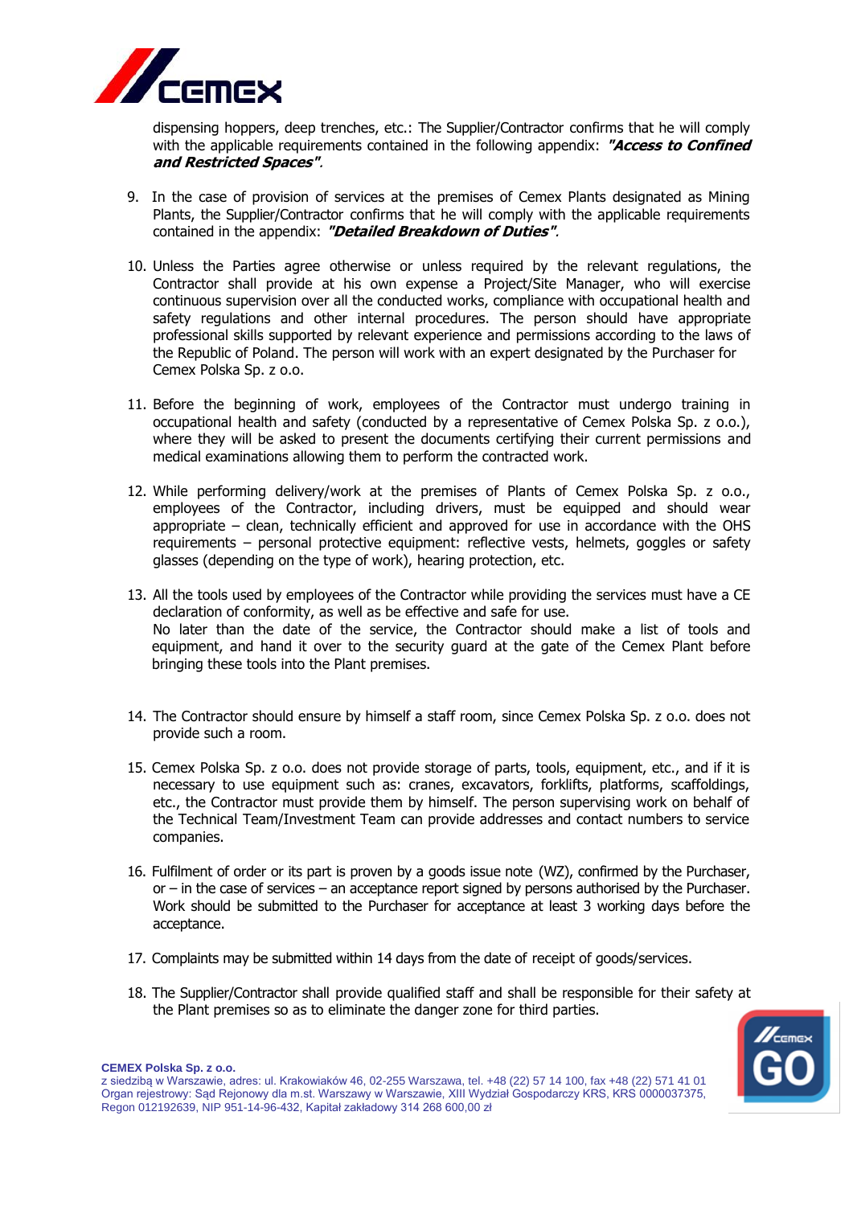dispensing hoppers, deep trenches, etc.: The Supplier/Contractor confirms that he will comply with the applicable requirements contained in the following appendix: ***"Access to Confined and Restricted Spaces"***.

9. In the case of provision of services at the premises of Cemex Plants designated as Mining Plants, the Supplier/Contractor confirms that he will comply with the applicable requirements contained in the appendix: ***"Detailed Breakdown of Duties"***.

10. Unless the Parties agree otherwise or unless required by the relevant regulations, the Contractor shall provide at his own expense a Project/Site Manager, who will exercise continuous supervision over all the conducted works, compliance with occupational health and safety regulations and other internal procedures. The person should have appropriate professional skills supported by relevant experience and permissions according to the laws of the Republic of Poland. The person will work with an expert designated by the Purchaser for Cemex Polska Sp. z o.o.

11. Before the beginning of work, employees of the Contractor must undergo training in occupational health and safety (conducted by a representative of Cemex Polska Sp. z o.o.), where they will be asked to present the documents certifying their current permissions and medical examinations allowing them to perform the contracted work.

12. While performing delivery/work at the premises of Plants of Cemex Polska Sp. z o.o., employees of the Contractor, including drivers, must be equipped and should wear appropriate – clean, technically efficient and approved for use in accordance with the OHS requirements – personal protective equipment: reflective vests, helmets, goggles or safety glasses (depending on the type of work), hearing protection, etc.

13. All the tools used by employees of the Contractor while providing the services must have a CE declaration of conformity, as well as be effective and safe for use.
    No later than the date of the service, the Contractor should make a list of tools and equipment, and hand it over to the security guard at the gate of the Cemex Plant before bringing these tools into the Plant premises.

14. The Contractor should ensure by himself a staff room, since Cemex Polska Sp. z o.o. does not provide such a room.

15. Cemex Polska Sp. z o.o. does not provide storage of parts, tools, equipment, etc., and if it is necessary to use equipment such as: cranes, excavators, forklifts, platforms, scaffoldings, etc., the Contractor must provide them by himself. The person supervising work on behalf of the Technical Team/Investment Team can provide addresses and contact numbers to service companies.

16. Fulfilment of order or its part is proven by a goods issue note (WZ), confirmed by the Purchaser, or – in the case of services – an acceptance report signed by persons authorised by the Purchaser. Work should be submitted to the Purchaser for acceptance at least 3 working days before the acceptance.

17. Complaints may be submitted within 14 days from the date of receipt of goods/services.

18. The Supplier/Contractor shall provide qualified staff and shall be responsible for their safety at the Plant premises so as to eliminate the danger zone for third parties.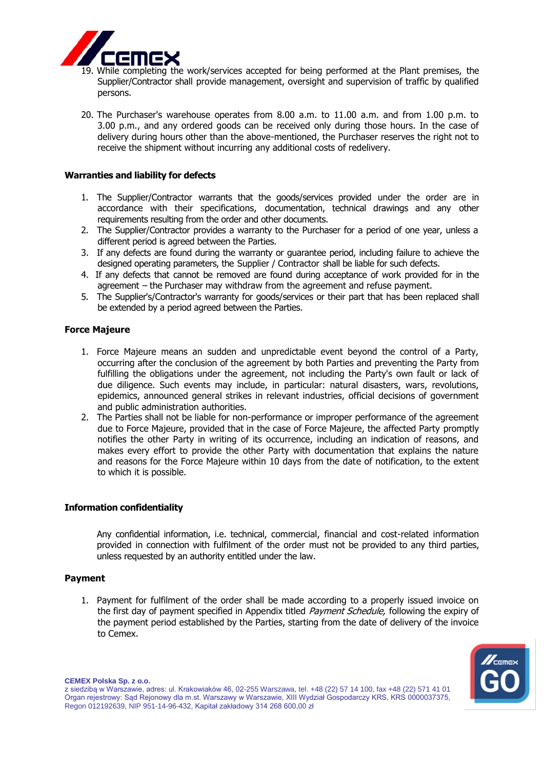19. While completing the work/services accepted for being performed at the Plant premises, the Supplier/Contractor shall provide management, oversight and supervision of traffic by qualified persons.

20. The Purchaser's warehouse operates from 8.00 a.m. to 11.00 a.m. and from 1.00 p.m. to 3.00 p.m., and any ordered goods can be received only during those hours. In the case of delivery during hours other than the above-mentioned, the Purchaser reserves the right not to receive the shipment without incurring any additional costs of redelivery.

**Warranties and liability for defects**

1. The Supplier/Contractor warrants that the goods/services provided under the order are in accordance with their specifications, documentation, technical drawings and any other requirements resulting from the order and other documents.
2. The Supplier/Contractor provides a warranty to the Purchaser for a period of one year, unless a different period is agreed between the Parties.
3. If any defects are found during the warranty or guarantee period, including failure to achieve the designed operating parameters, the Supplier / Contractor shall be liable for such defects.
4. If any defects that cannot be removed are found during acceptance of work provided for in the agreement – the Purchaser may withdraw from the agreement and refuse payment.
5. The Supplier's/Contractor's warranty for goods/services or their part that has been replaced shall be extended by a period agreed between the Parties.

**Force Majeure**

1. Force Majeure means an sudden and unpredictable event beyond the control of a Party, occurring after the conclusion of the agreement by both Parties and preventing the Party from fulfilling the obligations under the agreement, not including the Party's own fault or lack of due diligence. Such events may include, in particular: natural disasters, wars, revolutions, epidemics, announced general strikes in relevant industries, official decisions of government and public administration authorities.
2. The Parties shall not be liable for non-performance or improper performance of the agreement due to Force Majeure, provided that in the case of Force Majeure, the affected Party promptly notifies the other Party in writing of its occurrence, including an indication of reasons, and makes every effort to provide the other Party with documentation that explains the nature and reasons for the Force Majeure within 10 days from the date of notification, to the extent to which it is possible.

**Information confidentiality**

Any confidential information, i.e. technical, commercial, financial and cost-related information provided in connection with fulfilment of the order must not be provided to any third parties, unless requested by an authority entitled under the law.

**Payment**

1. Payment for fulfilment of the order shall be made according to a properly issued invoice on the first day of payment specified in Appendix titled *Payment Schedule,* following the expiry of the payment period established by the Parties, starting from the date of delivery of the invoice to Cemex.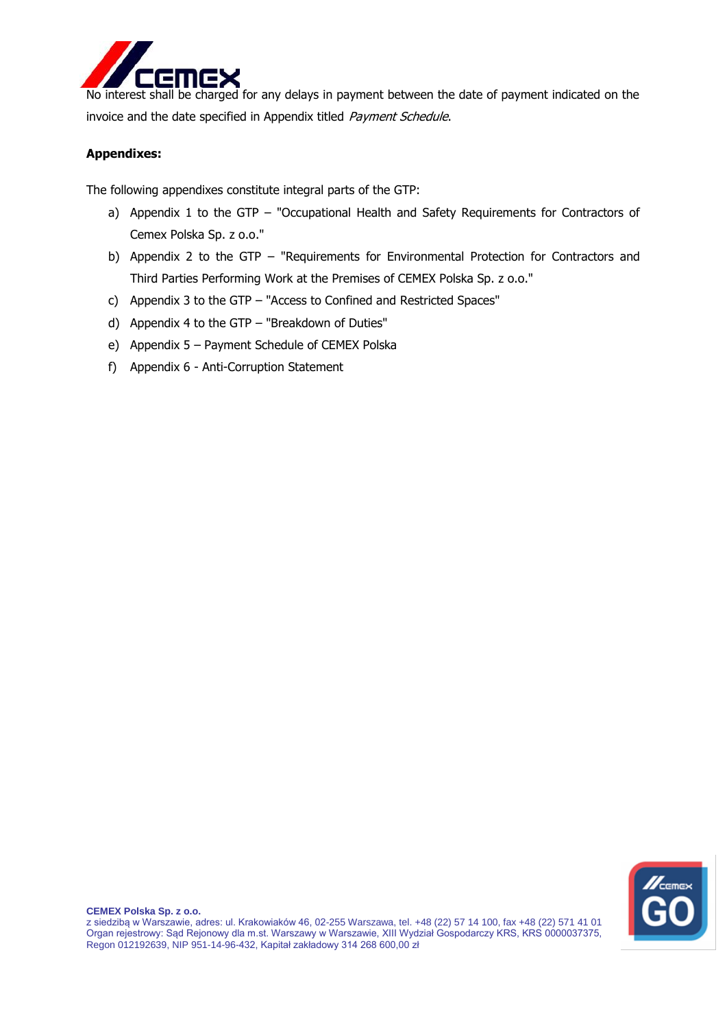No interest shall be charged for any delays in payment between the date of payment indicated on the invoice and the date specified in Appendix titled *Payment Schedule*.

**Appendixes:**

The following appendixes constitute integral parts of the GTP:

a) Appendix 1 to the GTP – "Occupational Health and Safety Requirements for Contractors of Cemex Polska Sp. z o.o."
b) Appendix 2 to the GTP – "Requirements for Environmental Protection for Contractors and Third Parties Performing Work at the Premises of CEMEX Polska Sp. z o.o."
c) Appendix 3 to the GTP – "Access to Confined and Restricted Spaces"
d) Appendix 4 to the GTP – "Breakdown of Duties"
e) Appendix 5 – Payment Schedule of CEMEX Polska
f) Appendix 6 - Anti-Corruption Statement